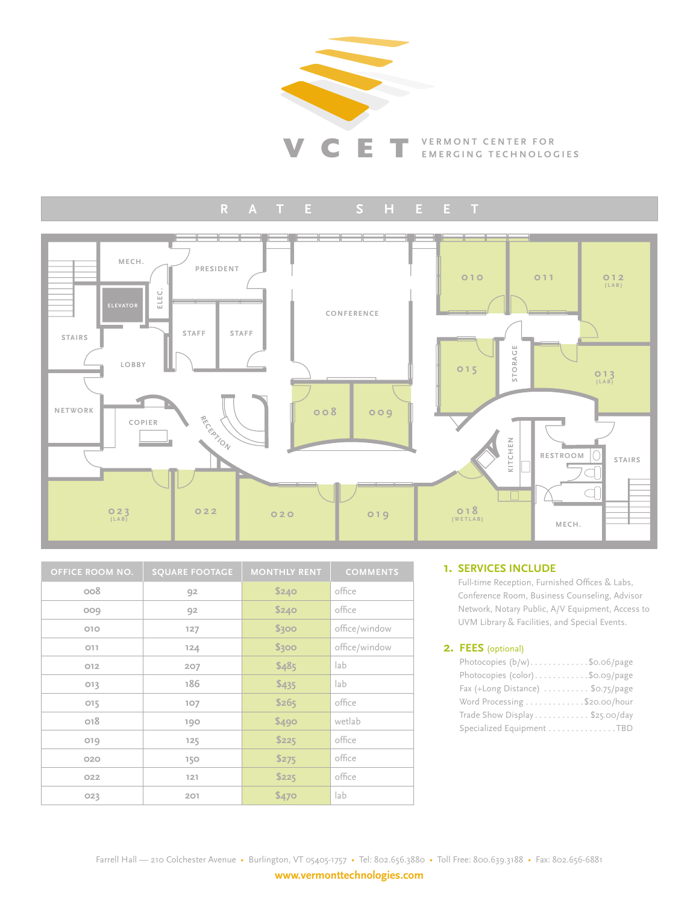# VCET

VERMONT CENTER FOR EMERGING TECHNOLOGIES

## RATE SHEET

| OFFICE ROOM NO. | SQUARE FOOTAGE | MONTHLY RENT | COMMENTS |
|---|---|---|---|
| 008 | 92 | $240 | office |
| 009 | 92 | $240 | office |
| 010 | 127 | $300 | office/window |
| 011 | 124 | $300 | office/window |
| 012 | 207 | $485 | lab |
| 013 | 186 | $435 | lab |
| 015 | 107 | $265 | office |
| 018 | 190 | $490 | wetlab |
| 019 | 125 | $225 | office |
| 020 | 150 | $275 | office |
| 022 | 121 | $225 | office |
| 023 | 201 | $470 | lab |

### 1. SERVICES INCLUDE

Full-time Reception, Furnished Offices & Labs, Conference Room, Business Counseling, Advisor Network, Notary Public, A/V Equipment, Access to UVM Library & Facilities, and Special Events.

### 2. FEES (optional)

- Photocopies (b/w)............. $0.06/page
- Photocopies (color)............ $0.09/page
- Fax (+Long Distance) .......... $0.75/page
- Word Processing ............. $20.00/hour
- Trade Show Display............ $25.00/day
- Specialized Equipment ............... TBD

Farrell Hall — 210 Colchester Avenue • Burlington, VT 05405-1757 • Tel: 802.656.3880 • Toll Free: 800.639.3188 • Fax: 802.656-6881

www.vermonttechnologies.com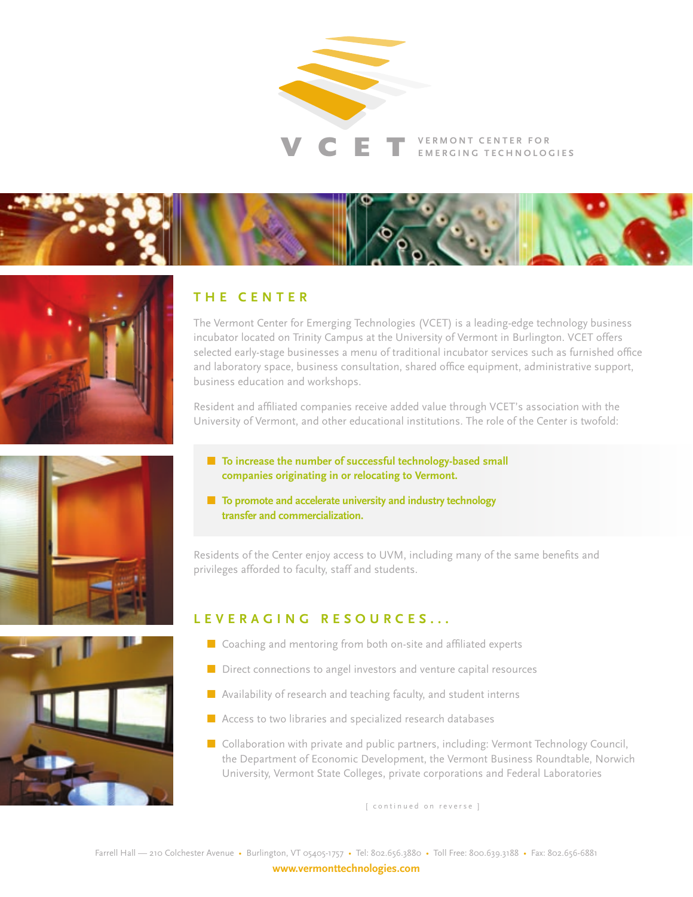# VCET

VERMONT CENTER FOR EMERGING TECHNOLOGIES

## THE CENTER

The Vermont Center for Emerging Technologies (VCET) is a leading-edge technology business incubator located on Trinity Campus at the University of Vermont in Burlington. VCET offers selected early-stage businesses a menu of traditional incubator services such as furnished office and laboratory space, business consultation, shared office equipment, administrative support, business education and workshops.

Resident and affiliated companies receive added value through VCET's association with the University of Vermont, and other educational institutions. The role of the Center is twofold:

- **To increase the number of successful technology-based small companies originating in or relocating to Vermont.**
- **To promote and accelerate university and industry technology transfer and commercialization.**

Residents of the Center enjoy access to UVM, including many of the same benefits and privileges afforded to faculty, staff and students.

## LEVERAGING RESOURCES...

- Coaching and mentoring from both on-site and affiliated experts
- Direct connections to angel investors and venture capital resources
- Availability of research and teaching faculty, and student interns
- Access to two libraries and specialized research databases
- Collaboration with private and public partners, including: Vermont Technology Council, the Department of Economic Development, the Vermont Business Roundtable, Norwich University, Vermont State Colleges, private corporations and Federal Laboratories

[ continued on reverse ]

Farrell Hall — 210 Colchester Avenue • Burlington, VT 05405-1757 • Tel: 802.656.3880 • Toll Free: 800.639.3188 • Fax: 802.656-6881

**www.vermonttechnologies.com**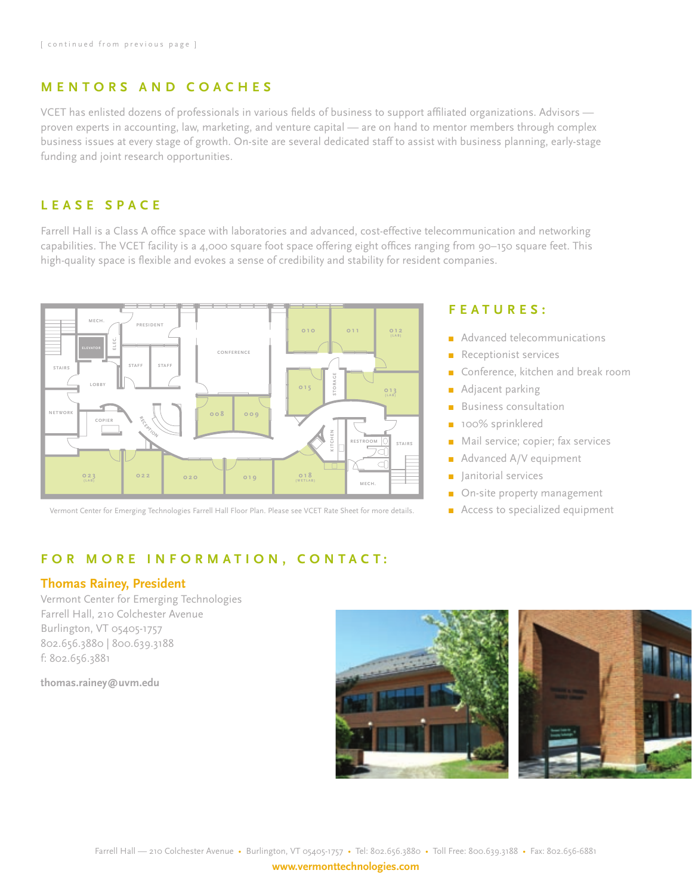[ continued from previous page ]

## MENTORS AND COACHES

VCET has enlisted dozens of professionals in various fields of business to support affiliated organizations. Advisors — proven experts in accounting, law, marketing, and venture capital — are on hand to mentor members through complex business issues at every stage of growth. On-site are several dedicated staff to assist with business planning, early-stage funding and joint research opportunities.

## LEASE SPACE

Farrell Hall is a Class A office space with laboratories and advanced, cost-effective telecommunication and networking capabilities. The VCET facility is a 4,000 square foot space offering eight offices ranging from 90–150 square feet. This high-quality space is flexible and evokes a sense of credibility and stability for resident companies.

MECH. PRESIDENT ELEVATOR ELEC. CONFERENCE 010 011 012 [LAB] STAIRS STAFF STAFF LOBBY 015 STORAGE 013 [LAB] NETWORK COPIER RECEPTION 008 009 KITCHEN RESTROOM STAIRS 023 [LAB] 022 020 019 018 [WETLAB] MECH.

Vermont Center for Emerging Technologies Farrell Hall Floor Plan. Please see VCET Rate Sheet for more details.

## FEATURES:

- Advanced telecommunications
- Receptionist services
- Conference, kitchen and break room
- Adjacent parking
- Business consultation
- 100% sprinklered
- Mail service; copier; fax services
- Advanced A/V equipment
- Janitorial services
- On-site property management
- Access to specialized equipment

## FOR MORE INFORMATION, CONTACT:

### Thomas Rainey, President

Vermont Center for Emerging Technologies
Farrell Hall, 210 Colchester Avenue
Burlington, VT 05405-1757
802.656.3880 | 800.639.3188
f: 802.656.3881

**thomas.rainey@uvm.edu**

Farrell Hall — 210 Colchester Avenue • Burlington, VT 05405-1757 • Tel: 802.656.3880 • Toll Free: 800.639.3188 • Fax: 802.656-6881

**www.vermonttechnologies.com**